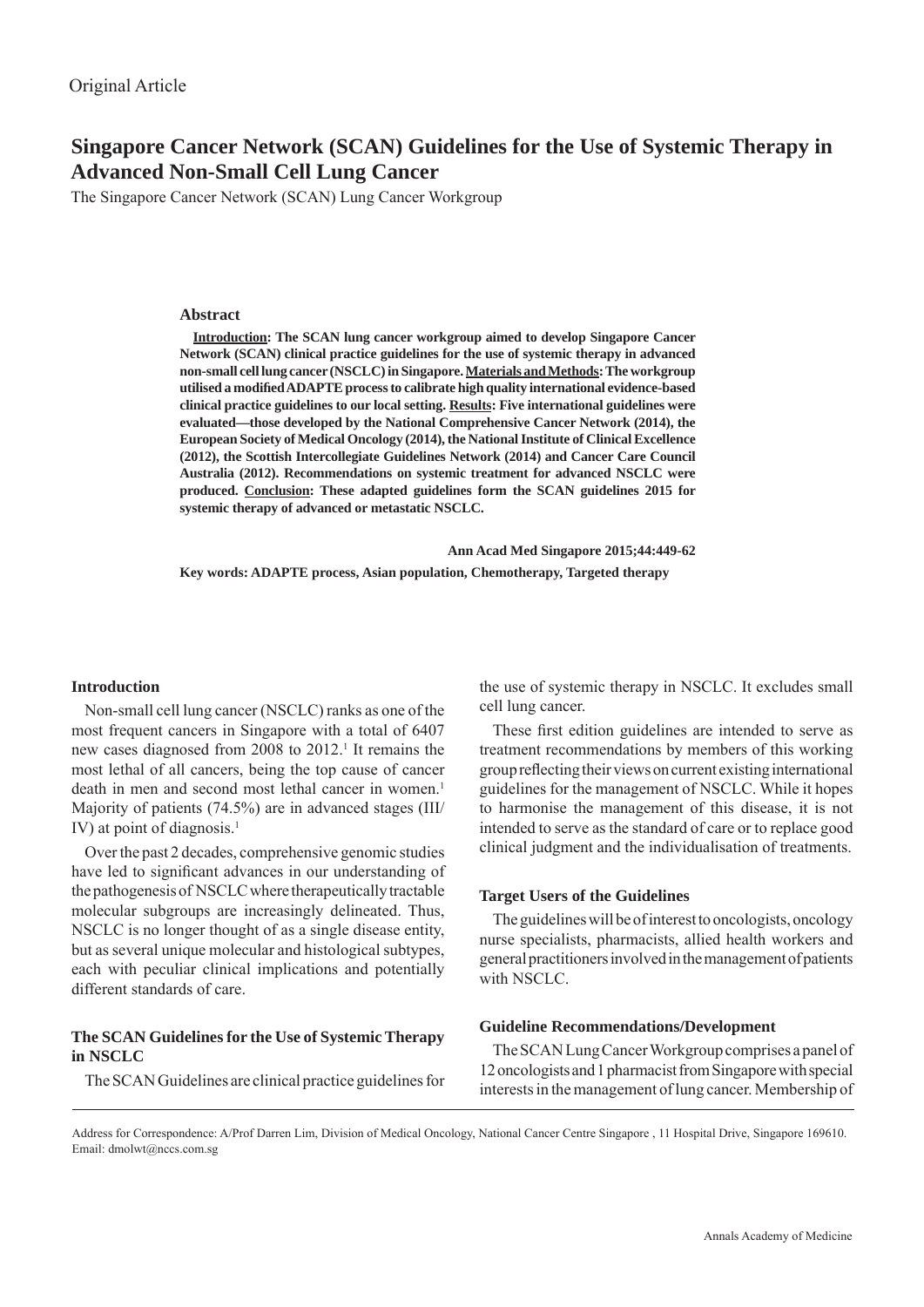Original Article

# Singapore Cancer Network (SCAN) Guidelines for the Use of Systemic Therapy in Advanced Non-Small Cell Lung Cancer

The Singapore Cancer Network (SCAN) Lung Cancer Workgroup

### Abstract

**Introduction: The SCAN lung cancer workgroup aimed to develop Singapore Cancer Network (SCAN) clinical practice guidelines for the use of systemic therapy in advanced non-small cell lung cancer (NSCLC) in Singapore. Materials and Methods: The workgroup utilised a modified ADAPTE process to calibrate high quality international evidence-based clinical practice guidelines to our local setting. Results: Five international guidelines were evaluated—those developed by the National Comprehensive Cancer Network (2014), the European Society of Medical Oncology (2014), the National Institute of Clinical Excellence (2012), the Scottish Intercollegiate Guidelines Network (2014) and Cancer Care Council Australia (2012). Recommendations on systemic treatment for advanced NSCLC were produced. Conclusion: These adapted guidelines form the SCAN guidelines 2015 for systemic therapy of advanced or metastatic NSCLC.**

**Ann Acad Med Singapore 2015;44:449-62**

**Key words: ADAPTE process, Asian population, Chemotherapy, Targeted therapy**

## Introduction

Non-small cell lung cancer (NSCLC) ranks as one of the most frequent cancers in Singapore with a total of 6407 new cases diagnosed from 2008 to 2012.[1] It remains the most lethal of all cancers, being the top cause of cancer death in men and second most lethal cancer in women.[1] Majority of patients (74.5%) are in advanced stages (III/IV) at point of diagnosis.[1]

Over the past 2 decades, comprehensive genomic studies have led to significant advances in our understanding of the pathogenesis of NSCLC where therapeutically tractable molecular subgroups are increasingly delineated. Thus, NSCLC is no longer thought of as a single disease entity, but as several unique molecular and histological subtypes, each with peculiar clinical implications and potentially different standards of care.

## The SCAN Guidelines for the Use of Systemic Therapy in NSCLC

The SCAN Guidelines are clinical practice guidelines for the use of systemic therapy in NSCLC. It excludes small cell lung cancer.

These first edition guidelines are intended to serve as treatment recommendations by members of this working group reflecting their views on current existing international guidelines for the management of NSCLC. While it hopes to harmonise the management of this disease, it is not intended to serve as the standard of care or to replace good clinical judgment and the individualisation of treatments.

## Target Users of the Guidelines

The guidelines will be of interest to oncologists, oncology nurse specialists, pharmacists, allied health workers and general practitioners involved in the management of patients with NSCLC.

## Guideline Recommendations/Development

The SCAN Lung Cancer Workgroup comprises a panel of 12 oncologists and 1 pharmacist from Singapore with special interests in the management of lung cancer. Membership of

Address for Correspondence: A/Prof Darren Lim, Division of Medical Oncology, National Cancer Centre Singapore , 11 Hospital Drive, Singapore 169610. Email: dmolwt@nccs.com.sg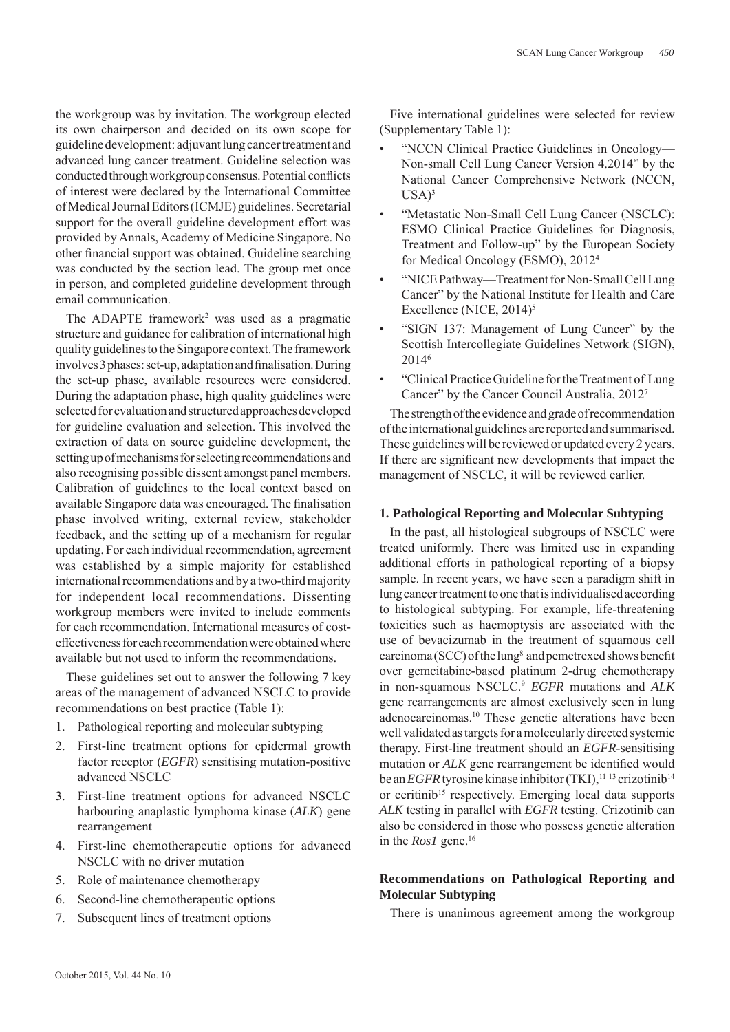the workgroup was by invitation. The workgroup elected its own chairperson and decided on its own scope for guideline development: adjuvant lung cancer treatment and advanced lung cancer treatment. Guideline selection was conducted through workgroup consensus. Potential conflicts of interest were declared by the International Committee of Medical Journal Editors (ICMJE) guidelines. Secretarial support for the overall guideline development effort was provided by Annals, Academy of Medicine Singapore. No other financial support was obtained. Guideline searching was conducted by the section lead. The group met once in person, and completed guideline development through email communication.

The ADAPTE framework[2] was used as a pragmatic structure and guidance for calibration of international high quality guidelines to the Singapore context. The framework involves 3 phases: set-up, adaptation and finalisation. During the set-up phase, available resources were considered. During the adaptation phase, high quality guidelines were selected for evaluation and structured approaches developed for guideline evaluation and selection. This involved the extraction of data on source guideline development, the setting up of mechanisms for selecting recommendations and also recognising possible dissent amongst panel members. Calibration of guidelines to the local context based on available Singapore data was encouraged. The finalisation phase involved writing, external review, stakeholder feedback, and the setting up of a mechanism for regular updating. For each individual recommendation, agreement was established by a simple majority for established international recommendations and by a two-third majority for independent local recommendations. Dissenting workgroup members were invited to include comments for each recommendation. International measures of cost-effectiveness for each recommendation were obtained where available but not used to inform the recommendations.

These guidelines set out to answer the following 7 key areas of the management of advanced NSCLC to provide recommendations on best practice (Table 1):

1. Pathological reporting and molecular subtyping
2. First-line treatment options for epidermal growth factor receptor (*EGFR*) sensitising mutation-positive advanced NSCLC
3. First-line treatment options for advanced NSCLC harbouring anaplastic lymphoma kinase (*ALK*) gene rearrangement
4. First-line chemotherapeutic options for advanced NSCLC with no driver mutation
5. Role of maintenance chemotherapy
6. Second-line chemotherapeutic options
7. Subsequent lines of treatment options

Five international guidelines were selected for review (Supplementary Table 1):

- "NCCN Clinical Practice Guidelines in Oncology—Non-small Cell Lung Cancer Version 4.2014" by the National Cancer Comprehensive Network (NCCN, USA)[3]
- "Metastatic Non-Small Cell Lung Cancer (NSCLC): ESMO Clinical Practice Guidelines for Diagnosis, Treatment and Follow-up" by the European Society for Medical Oncology (ESMO), 2012[4]
- "NICE Pathway—Treatment for Non-Small Cell Lung Cancer" by the National Institute for Health and Care Excellence (NICE, 2014)[5]
- "SIGN 137: Management of Lung Cancer" by the Scottish Intercollegiate Guidelines Network (SIGN), 2014[6]
- "Clinical Practice Guideline for the Treatment of Lung Cancer" by the Cancer Council Australia, 2012[7]

The strength of the evidence and grade of recommendation of the international guidelines are reported and summarised. These guidelines will be reviewed or updated every 2 years. If there are significant new developments that impact the management of NSCLC, it will be reviewed earlier.

### 1. Pathological Reporting and Molecular Subtyping

In the past, all histological subgroups of NSCLC were treated uniformly. There was limited use in expanding additional efforts in pathological reporting of a biopsy sample. In recent years, we have seen a paradigm shift in lung cancer treatment to one that is individualised according to histological subtyping. For example, life-threatening toxicities such as haemoptysis are associated with the use of bevacizumab in the treatment of squamous cell carcinoma (SCC) of the lung[8] and pemetrexed shows benefit over gemcitabine-based platinum 2-drug chemotherapy in non-squamous NSCLC.[9] *EGFR* mutations and *ALK* gene rearrangements are almost exclusively seen in lung adenocarcinomas.[10] These genetic alterations have been well validated as targets for a molecularly directed systemic therapy. First-line treatment should an *EGFR*-sensitising mutation or *ALK* gene rearrangement be identified would be an *EGFR* tyrosine kinase inhibitor (TKI),[11-13] crizotinib[14] or ceritinib[15] respectively. Emerging local data supports *ALK* testing in parallel with *EGFR* testing. Crizotinib can also be considered in those who possess genetic alteration in the *Ros1* gene.[16]

### Recommendations on Pathological Reporting and Molecular Subtyping

There is unanimous agreement among the workgroup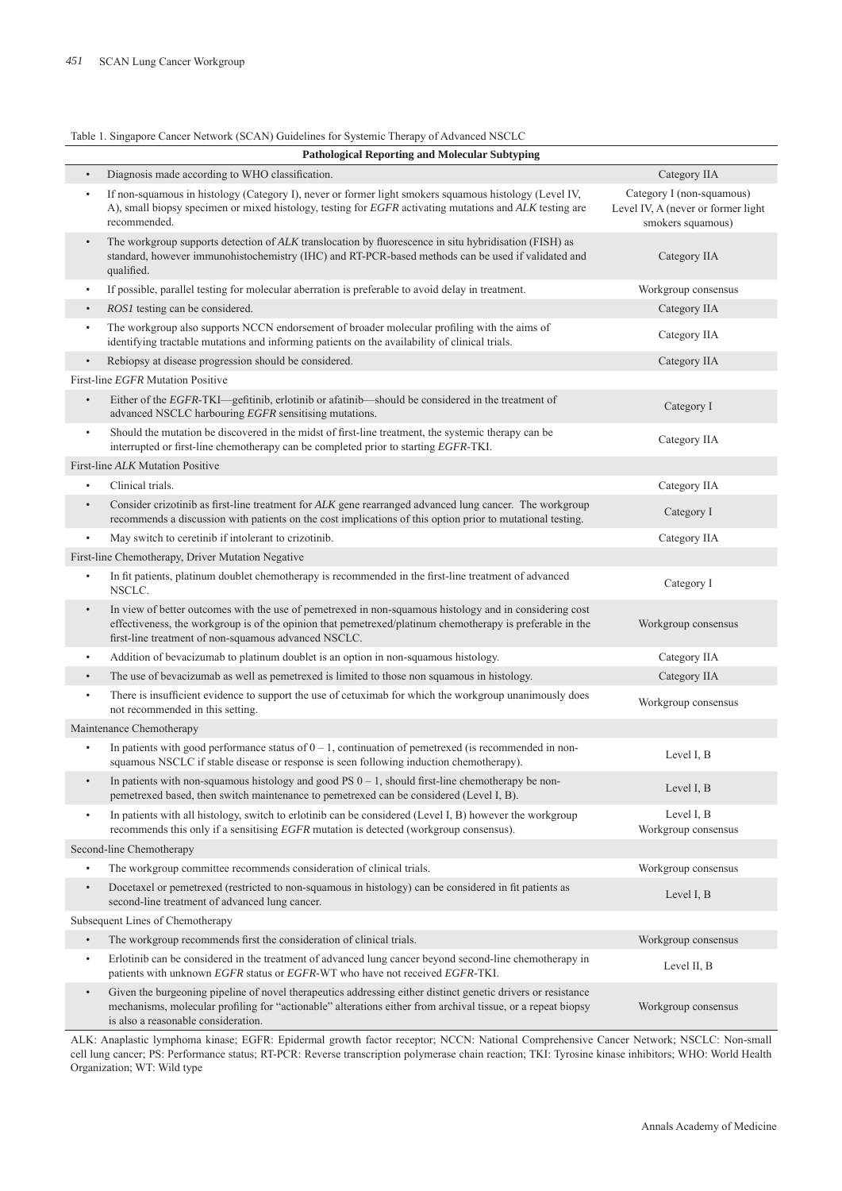Table 1. Singapore Cancer Network (SCAN) Guidelines for Systemic Therapy of Advanced NSCLC

| Pathological Reporting and Molecular Subtyping | |
|---|---|
| • Diagnosis made according to WHO classification. | Category IIA |
| • If non-squamous in histology (Category I), never or former light smokers squamous histology (Level IV, A), small biopsy specimen or mixed histology, testing for *EGFR* activating mutations and *ALK* testing are recommended. | Category I (non-squamous) Level IV, A (never or former light smokers squamous) |
| • The workgroup supports detection of *ALK* translocation by fluorescence in situ hybridisation (FISH) as standard, however immunohistochemistry (IHC) and RT-PCR-based methods can be used if validated and qualified. | Category IIA |
| • If possible, parallel testing for molecular aberration is preferable to avoid delay in treatment. | Workgroup consensus |
| • *ROS1* testing can be considered. | Category IIA |
| • The workgroup also supports NCCN endorsement of broader molecular profiling with the aims of identifying tractable mutations and informing patients on the availability of clinical trials. | Category IIA |
| • Rebiopsy at disease progression should be considered. | Category IIA |
| First-line *EGFR* Mutation Positive | |
| • Either of the *EGFR*-TKI—gefitinib, erlotinib or afatinib—should be considered in the treatment of advanced NSCLC harbouring *EGFR* sensitising mutations. | Category I |
| • Should the mutation be discovered in the midst of first-line treatment, the systemic therapy can be interrupted or first-line chemotherapy can be completed prior to starting *EGFR*-TKI. | Category IIA |
| First-line *ALK* Mutation Positive | |
| • Clinical trials. | Category IIA |
| • Consider crizotinib as first-line treatment for *ALK* gene rearranged advanced lung cancer. The workgroup recommends a discussion with patients on the cost implications of this option prior to mutational testing. | Category I |
| • May switch to ceretinib if intolerant to crizotinib. | Category IIA |
| First-line Chemotherapy, Driver Mutation Negative | |
| • In fit patients, platinum doublet chemotherapy is recommended in the first-line treatment of advanced NSCLC. | Category I |
| • In view of better outcomes with the use of pemetrexed in non-squamous histology and in considering cost effectiveness, the workgroup is of the opinion that pemetrexed/platinum chemotherapy is preferable in the first-line treatment of non-squamous advanced NSCLC. | Workgroup consensus |
| • Addition of bevacizumab to platinum doublet is an option in non-squamous histology. | Category IIA |
| • The use of bevacizumab as well as pemetrexed is limited to those non squamous in histology. | Category IIA |
| • There is insufficient evidence to support the use of cetuximab for which the workgroup unanimously does not recommended in this setting. | Workgroup consensus |
| Maintenance Chemotherapy | |
| • In patients with good performance status of 0 – 1, continuation of pemetrexed (is recommended in non-squamous NSCLC if stable disease or response is seen following induction chemotherapy). | Level I, B |
| • In patients with non-squamous histology and good PS 0 – 1, should first-line chemotherapy be non-pemetrexed based, then switch maintenance to pemetrexed can be considered (Level I, B). | Level I, B |
| • In patients with all histology, switch to erlotinib can be considered (Level I, B) however the workgroup recommends this only if a sensitising *EGFR* mutation is detected (workgroup consensus). | Level I, B Workgroup consensus |
| Second-line Chemotherapy | |
| • The workgroup committee recommends consideration of clinical trials. | Workgroup consensus |
| • Docetaxel or pemetrexed (restricted to non-squamous in histology) can be considered in fit patients as second-line treatment of advanced lung cancer. | Level I, B |
| Subsequent Lines of Chemotherapy | |
| • The workgroup recommends first the consideration of clinical trials. | Workgroup consensus |
| • Erlotinib can be considered in the treatment of advanced lung cancer beyond second-line chemotherapy in patients with unknown *EGFR* status or *EGFR*-WT who have not received *EGFR*-TKI. | Level II, B |
| • Given the burgeoning pipeline of novel therapeutics addressing either distinct genetic drivers or resistance mechanisms, molecular profiling for "actionable" alterations either from archival tissue, or a repeat biopsy is also a reasonable consideration. | Workgroup consensus |

ALK: Anaplastic lymphoma kinase; EGFR: Epidermal growth factor receptor; NCCN: National Comprehensive Cancer Network; NSCLC: Non-small cell lung cancer; PS: Performance status; RT-PCR: Reverse transcription polymerase chain reaction; TKI: Tyrosine kinase inhibitors; WHO: World Health Organization; WT: Wild type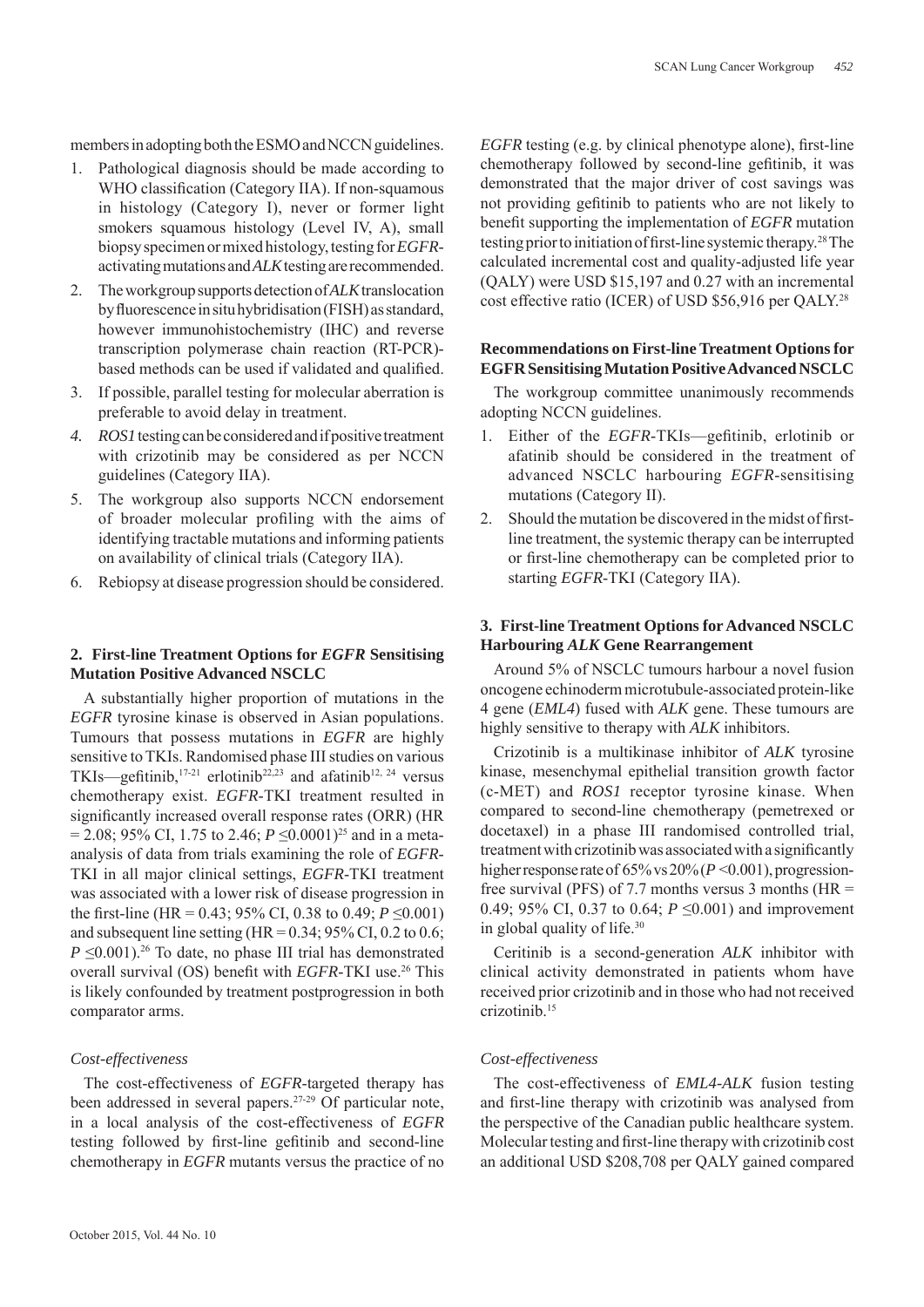members in adopting both the ESMO and NCCN guidelines.

1. Pathological diagnosis should be made according to WHO classification (Category IIA). If non-squamous in histology (Category I), never or former light smokers squamous histology (Level IV, A), small biopsy specimen or mixed histology, testing for *EGFR*-activating mutations and *ALK* testing are recommended.
2. The workgroup supports detection of *ALK* translocation by fluorescence in situ hybridisation (FISH) as standard, however immunohistochemistry (IHC) and reverse transcription polymerase chain reaction (RT-PCR)-based methods can be used if validated and qualified.
3. If possible, parallel testing for molecular aberration is preferable to avoid delay in treatment.
4. *ROS1* testing can be considered and if positive treatment with crizotinib may be considered as per NCCN guidelines (Category IIA).
5. The workgroup also supports NCCN endorsement of broader molecular profiling with the aims of identifying tractable mutations and informing patients on availability of clinical trials (Category IIA).
6. Rebiopsy at disease progression should be considered.

## 2. First-line Treatment Options for *EGFR* Sensitising Mutation Positive Advanced NSCLC

A substantially higher proportion of mutations in the *EGFR* tyrosine kinase is observed in Asian populations. Tumours that possess mutations in *EGFR* are highly sensitive to TKIs. Randomised phase III studies on various TKIs—gefitinib,[17-21] erlotinib[22,23] and afatinib[12, 24] versus chemotherapy exist. *EGFR*-TKI treatment resulted in significantly increased overall response rates (ORR) (HR = 2.08; 95% CI, 1.75 to 2.46; $P \leq 0.0001$)[25] and in a meta-analysis of data from trials examining the role of *EGFR*-TKI in all major clinical settings, *EGFR*-TKI treatment was associated with a lower risk of disease progression in the first-line (HR = 0.43; 95% CI, 0.38 to 0.49; $P \leq 0.001$) and subsequent line setting (HR = 0.34; 95% CI, 0.2 to 0.6; $P \leq 0.001$).[26] To date, no phase III trial has demonstrated overall survival (OS) benefit with *EGFR*-TKI use.[26] This is likely confounded by treatment postprogression in both comparator arms.

### *Cost-effectiveness*

The cost-effectiveness of *EGFR*-targeted therapy has been addressed in several papers.[27-29] Of particular note, in a local analysis of the cost-effectiveness of *EGFR* testing followed by first-line gefitinib and second-line chemotherapy in *EGFR* mutants versus the practice of no *EGFR* testing (e.g. by clinical phenotype alone), first-line chemotherapy followed by second-line gefitinib, it was demonstrated that the major driver of cost savings was not providing gefitinib to patients who are not likely to benefit supporting the implementation of *EGFR* mutation testing prior to initiation of first-line systemic therapy.[28] The calculated incremental cost and quality-adjusted life year (QALY) were USD $15,197 and 0.27 with an incremental cost effective ratio (ICER) of USD $56,916 per QALY.[28]

### Recommendations on First-line Treatment Options for EGFR Sensitising Mutation Positive Advanced NSCLC

The workgroup committee unanimously recommends adopting NCCN guidelines.

1. Either of the *EGFR*-TKIs—gefitinib, erlotinib or afatinib should be considered in the treatment of advanced NSCLC harbouring *EGFR*-sensitising mutations (Category II).
2. Should the mutation be discovered in the midst of first-line treatment, the systemic therapy can be interrupted or first-line chemotherapy can be completed prior to starting *EGFR*-TKI (Category IIA).

## 3. First-line Treatment Options for Advanced NSCLC Harbouring *ALK* Gene Rearrangement

Around 5% of NSCLC tumours harbour a novel fusion oncogene echinoderm microtubule-associated protein-like 4 gene (*EML4*) fused with *ALK* gene. These tumours are highly sensitive to therapy with *ALK* inhibitors.

Crizotinib is a multikinase inhibitor of *ALK* tyrosine kinase, mesenchymal epithelial transition growth factor (c-MET) and *ROS1* receptor tyrosine kinase. When compared to second-line chemotherapy (pemetrexed or docetaxel) in a phase III randomised controlled trial, treatment with crizotinib was associated with a significantly higher response rate of 65% vs 20% ($P < 0.001$), progression-free survival (PFS) of 7.7 months versus 3 months (HR = 0.49; 95% CI, 0.37 to 0.64; $P \leq 0.001$) and improvement in global quality of life.[30]

Ceritinib is a second-generation *ALK* inhibitor with clinical activity demonstrated in patients whom have received prior crizotinib and in those who had not received crizotinib.[15]

### *Cost-effectiveness*

The cost-effectiveness of *EML4-ALK* fusion testing and first-line therapy with crizotinib was analysed from the perspective of the Canadian public healthcare system. Molecular testing and first-line therapy with crizotinib cost an additional USD $208,708 per QALY gained compared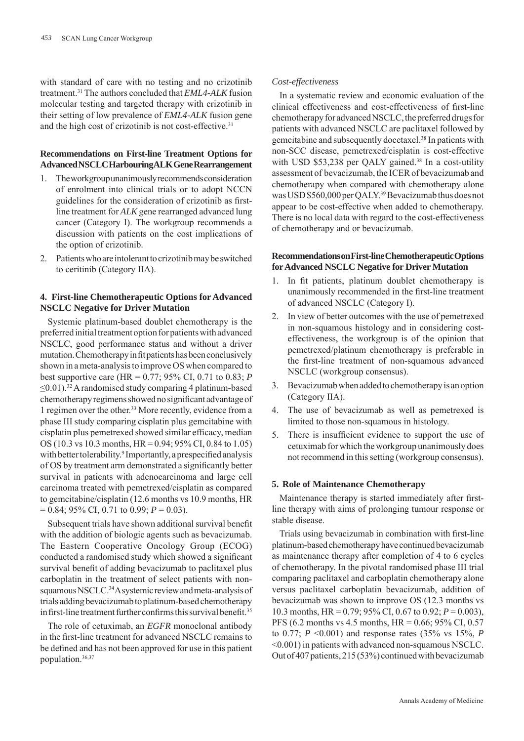with standard of care with no testing and no crizotinib treatment.[31] The authors concluded that *EML4-ALK* fusion molecular testing and targeted therapy with crizotinib in their setting of low prevalence of *EML4-ALK* fusion gene and the high cost of crizotinib is not cost-effective.[31]

**Recommendations on First-line Treatment Options for Advanced NSCLC Harbouring ALK Gene Rearrangement**

1. The workgroup unanimously recommends consideration of enrolment into clinical trials or to adopt NCCN guidelines for the consideration of crizotinib as first-line treatment for *ALK* gene rearranged advanced lung cancer (Category I). The workgroup recommends a discussion with patients on the cost implications of the option of crizotinib.
2. Patients who are intolerant to crizotinib may be switched to ceritinib (Category IIA).

### 4. First-line Chemotherapeutic Options for Advanced NSCLC Negative for Driver Mutation

Systemic platinum-based doublet chemotherapy is the preferred initial treatment option for patients with advanced NSCLC, good performance status and without a driver mutation. Chemotherapy in fit patients has been conclusively shown in a meta-analysis to improve OS when compared to best supportive care (HR = 0.77; 95% CI, 0.71 to 0.83; $P \leq 0.01$).[32] A randomised study comparing 4 platinum-based chemotherapy regimens showed no significant advantage of 1 regimen over the other.[33] More recently, evidence from a phase III study comparing cisplatin plus gemcitabine with cisplatin plus pemetrexed showed similar efficacy, median OS (10.3 vs 10.3 months, HR = 0.94; 95% CI, 0.84 to 1.05) with better tolerability.[9] Importantly, a prespecified analysis of OS by treatment arm demonstrated a significantly better survival in patients with adenocarcinoma and large cell carcinoma treated with pemetrexed/cisplatin as compared to gemcitabine/cisplatin (12.6 months vs 10.9 months, HR = 0.84; 95% CI, 0.71 to 0.99; $P = 0.03$).

Subsequent trials have shown additional survival benefit with the addition of biologic agents such as bevacizumab. The Eastern Cooperative Oncology Group (ECOG) conducted a randomised study which showed a significant survival benefit of adding bevacizumab to paclitaxel plus carboplatin in the treatment of select patients with non-squamous NSCLC.[34] A systemic review and meta-analysis of trials adding bevacizumab to platinum-based chemotherapy in first-line treatment further confirms this survival benefit.[35]

The role of cetuximab, an *EGFR* monoclonal antibody in the first-line treatment for advanced NSCLC remains to be defined and has not been approved for use in this patient population.[36,37]

*Cost-effectiveness*

In a systematic review and economic evaluation of the clinical effectiveness and cost-effectiveness of first-line chemotherapy for advanced NSCLC, the preferred drugs for patients with advanced NSCLC are paclitaxel followed by gemcitabine and subsequently docetaxel.[38] In patients with non-SCC disease, pemetrexed/cisplatin is cost-effective with USD \$53,238 per QALY gained.[38] In a cost-utility assessment of bevacizumab, the ICER of bevacizumab and chemotherapy when compared with chemotherapy alone was USD \$560,000 per QALY.[39] Bevacizumab thus does not appear to be cost-effective when added to chemotherapy. There is no local data with regard to the cost-effectiveness of chemotherapy and or bevacizumab.

**Recommendations on First-line Chemotherapeutic Options for Advanced NSCLC Negative for Driver Mutation**

1. In fit patients, platinum doublet chemotherapy is unanimously recommended in the first-line treatment of advanced NSCLC (Category I).
2. In view of better outcomes with the use of pemetrexed in non-squamous histology and in considering cost-effectiveness, the workgroup is of the opinion that pemetrexed/platinum chemotherapy is preferable in the first-line treatment of non-squamous advanced NSCLC (workgroup consensus).
3. Bevacizumab when added to chemotherapy is an option (Category IIA).
4. The use of bevacizumab as well as pemetrexed is limited to those non-squamous in histology.
5. There is insufficient evidence to support the use of cetuximab for which the workgroup unanimously does not recommend in this setting (workgroup consensus).

### 5. Role of Maintenance Chemotherapy

Maintenance therapy is started immediately after first-line therapy with aims of prolonging tumour response or stable disease.

Trials using bevacizumab in combination with first-line platinum-based chemotherapy have continued bevacizumab as maintenance therapy after completion of 4 to 6 cycles of chemotherapy. In the pivotal randomised phase III trial comparing paclitaxel and carboplatin chemotherapy alone versus paclitaxel carboplatin bevacizumab, addition of bevacizumab was shown to improve OS (12.3 months vs 10.3 months, HR = 0.79; 95% CI, 0.67 to 0.92; $P = 0.003$), PFS (6.2 months vs 4.5 months, HR = 0.66; 95% CI, 0.57 to 0.77; $P < 0.001$) and response rates (35% vs 15%, $P < 0.001$) in patients with advanced non-squamous NSCLC. Out of 407 patients, 215 (53%) continued with bevacizumab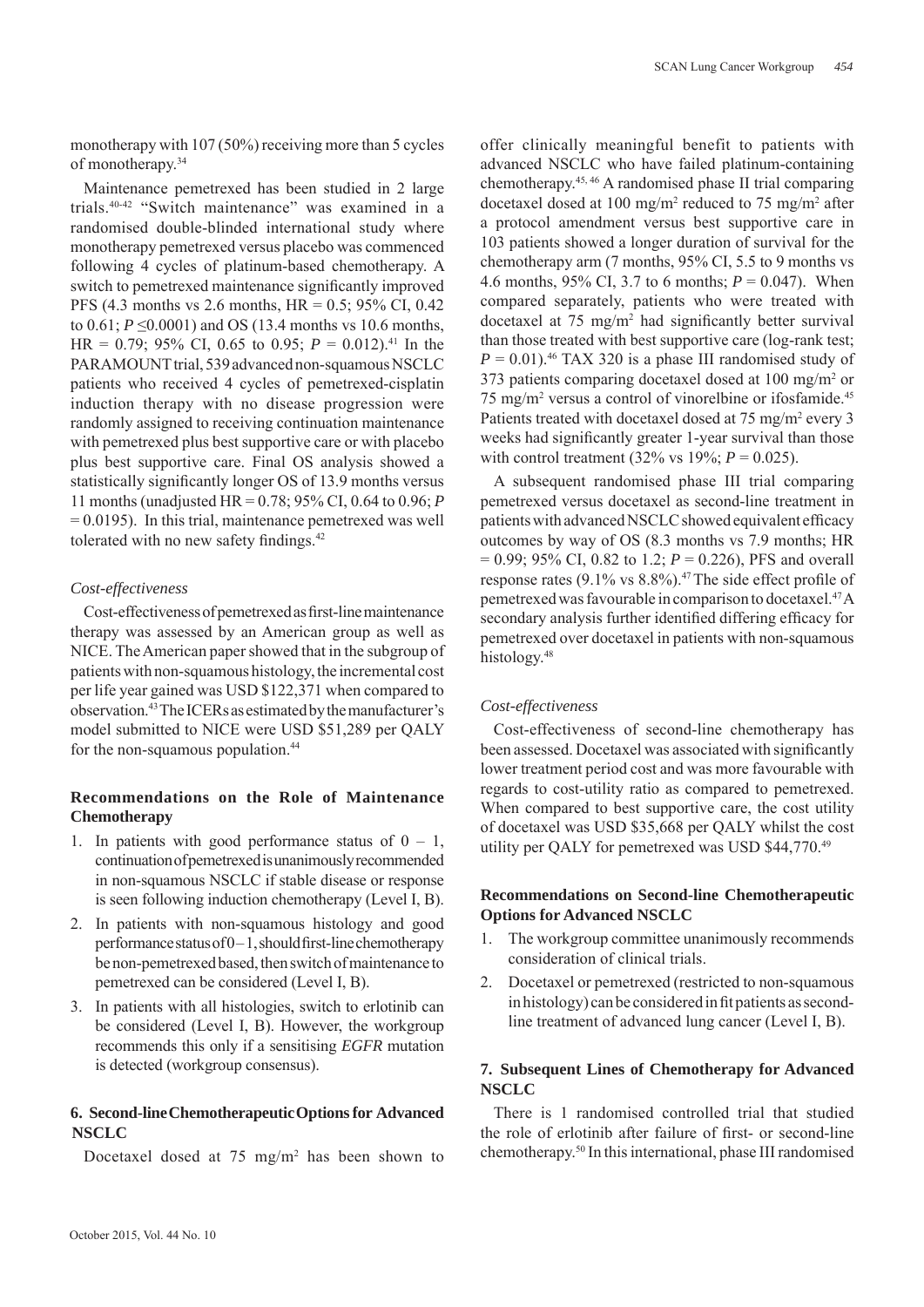monotherapy with 107 (50%) receiving more than 5 cycles of monotherapy.[34]

Maintenance pemetrexed has been studied in 2 large trials.[40-42] "Switch maintenance" was examined in a randomised double-blinded international study where monotherapy pemetrexed versus placebo was commenced following 4 cycles of platinum-based chemotherapy. A switch to pemetrexed maintenance significantly improved PFS (4.3 months vs 2.6 months, HR = 0.5; 95% CI, 0.42 to 0.61; $P \leq 0.0001$) and OS (13.4 months vs 10.6 months, HR = 0.79; 95% CI, 0.65 to 0.95; $P = 0.012$).[41] In the PARAMOUNT trial, 539 advanced non-squamous NSCLC patients who received 4 cycles of pemetrexed-cisplatin induction therapy with no disease progression were randomly assigned to receiving continuation maintenance with pemetrexed plus best supportive care or with placebo plus best supportive care. Final OS analysis showed a statistically significantly longer OS of 13.9 months versus 11 months (unadjusted HR = 0.78; 95% CI, 0.64 to 0.96; $P = 0.0195$). In this trial, maintenance pemetrexed was well tolerated with no new safety findings.[42]

*Cost-effectiveness*

Cost-effectiveness of pemetrexed as first-line maintenance therapy was assessed by an American group as well as NICE. The American paper showed that in the subgroup of patients with non-squamous histology, the incremental cost per life year gained was USD $122,371 when compared to observation.[43] The ICERs as estimated by the manufacturer's model submitted to NICE were USD $51,289 per QALY for the non-squamous population.[44]

### Recommendations on the Role of Maintenance Chemotherapy

1. In patients with good performance status of 0 – 1, continuation of pemetrexed is unanimously recommended in non-squamous NSCLC if stable disease or response is seen following induction chemotherapy (Level I, B).
2. In patients with non-squamous histology and good performance status of 0 – 1, should first-line chemotherapy be non-pemetrexed based, then switch of maintenance to pemetrexed can be considered (Level I, B).
3. In patients with all histologies, switch to erlotinib can be considered (Level I, B). However, the workgroup recommends this only if a sensitising *EGFR* mutation is detected (workgroup consensus).

## 6. Second-line Chemotherapeutic Options for Advanced NSCLC

Docetaxel dosed at 75 mg/m$^2$ has been shown to offer clinically meaningful benefit to patients with advanced NSCLC who have failed platinum-containing chemotherapy.[45,46] A randomised phase II trial comparing docetaxel dosed at 100 mg/m$^2$ reduced to 75 mg/m$^2$ after a protocol amendment versus best supportive care in 103 patients showed a longer duration of survival for the chemotherapy arm (7 months, 95% CI, 5.5 to 9 months vs 4.6 months, 95% CI, 3.7 to 6 months; $P = 0.047$). When compared separately, patients who were treated with docetaxel at 75 mg/m$^2$ had significantly better survival than those treated with best supportive care (log-rank test; $P = 0.01$).[46] TAX 320 is a phase III randomised study of 373 patients comparing docetaxel dosed at 100 mg/m$^2$ or 75 mg/m$^2$ versus a control of vinorelbine or ifosfamide.[45] Patients treated with docetaxel dosed at 75 mg/m$^2$ every 3 weeks had significantly greater 1-year survival than those with control treatment (32% vs 19%; $P = 0.025$).

A subsequent randomised phase III trial comparing pemetrexed versus docetaxel as second-line treatment in patients with advanced NSCLC showed equivalent efficacy outcomes by way of OS (8.3 months vs 7.9 months; HR = 0.99; 95% CI, 0.82 to 1.2; $P = 0.226$), PFS and overall response rates (9.1% vs 8.8%).[47] The side effect profile of pemetrexed was favourable in comparison to docetaxel.[47] A secondary analysis further identified differing efficacy for pemetrexed over docetaxel in patients with non-squamous histology.[48]

*Cost-effectiveness*

Cost-effectiveness of second-line chemotherapy has been assessed. Docetaxel was associated with significantly lower treatment period cost and was more favourable with regards to cost-utility ratio as compared to pemetrexed. When compared to best supportive care, the cost utility of docetaxel was USD $35,668 per QALY whilst the cost utility per QALY for pemetrexed was USD $44,770.[49]

### Recommendations on Second-line Chemotherapeutic Options for Advanced NSCLC

1. The workgroup committee unanimously recommends consideration of clinical trials.
2. Docetaxel or pemetrexed (restricted to non-squamous in histology) can be considered in fit patients as second-line treatment of advanced lung cancer (Level I, B).

## 7. Subsequent Lines of Chemotherapy for Advanced NSCLC

There is 1 randomised controlled trial that studied the role of erlotinib after failure of first- or second-line chemotherapy.[50] In this international, phase III randomised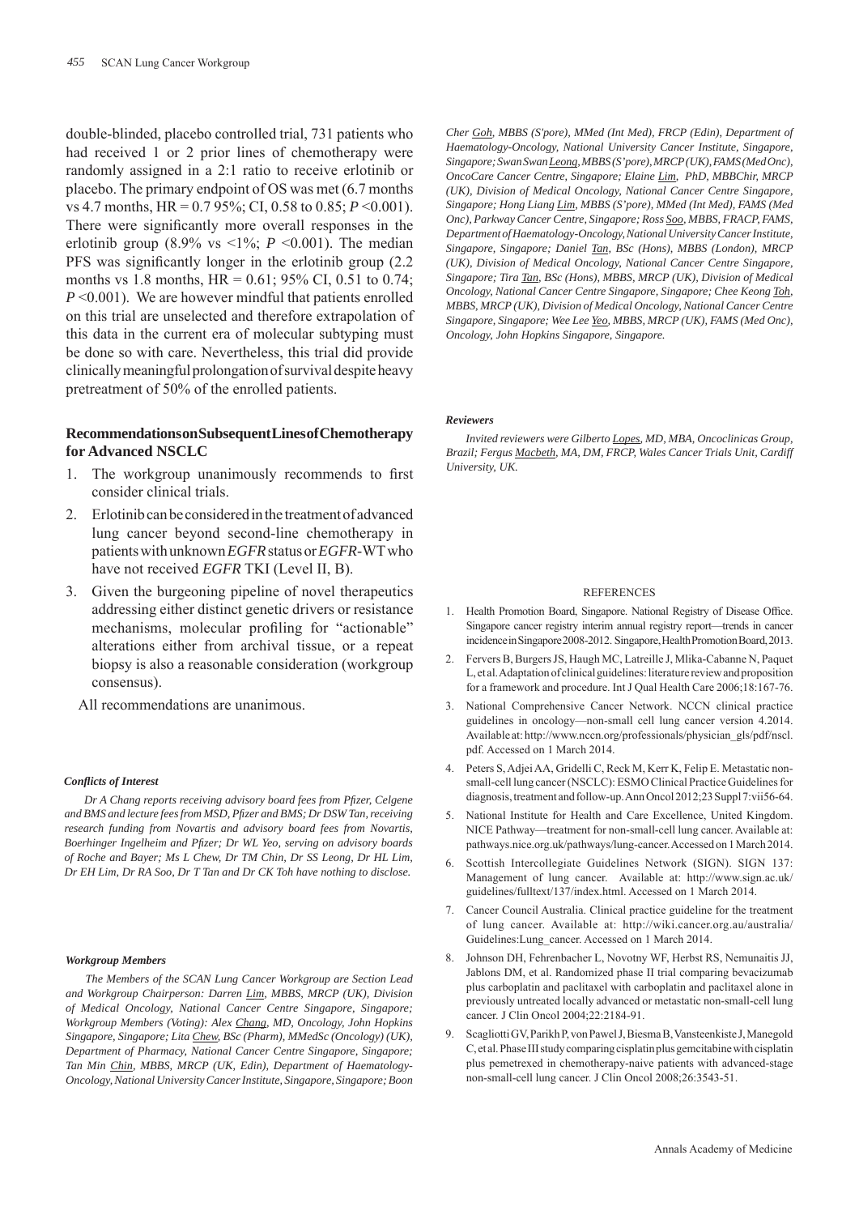double-blinded, placebo controlled trial, 731 patients who had received 1 or 2 prior lines of chemotherapy were randomly assigned in a 2:1 ratio to receive erlotinib or placebo. The primary endpoint of OS was met (6.7 months vs 4.7 months, HR = 0.7 95%; CI, 0.58 to 0.85; $P$ <0.001). There were significantly more overall responses in the erlotinib group (8.9% vs <1%; $P$ <0.001). The median PFS was significantly longer in the erlotinib group (2.2 months vs 1.8 months, HR = 0.61; 95% CI, 0.51 to 0.74; $P$ <0.001). We are however mindful that patients enrolled on this trial are unselected and therefore extrapolation of this data in the current era of molecular subtyping must be done so with care. Nevertheless, this trial did provide clinically meaningful prolongation of survival despite heavy pretreatment of 50% of the enrolled patients.

### Recommendations on Subsequent Lines of Chemotherapy for Advanced NSCLC

1. The workgroup unanimously recommends to first consider clinical trials.
2. Erlotinib can be considered in the treatment of advanced lung cancer beyond second-line chemotherapy in patients with unknown *EGFR* status or *EGFR*-WT who have not received *EGFR* TKI (Level II, B).
3. Given the burgeoning pipeline of novel therapeutics addressing either distinct genetic drivers or resistance mechanisms, molecular profiling for "actionable" alterations either from archival tissue, or a repeat biopsy is also a reasonable consideration (workgroup consensus).

All recommendations are unanimous.

#### *Conflicts of Interest*

*Dr A Chang reports receiving advisory board fees from Pfizer, Celgene and BMS and lecture fees from MSD, Pfizer and BMS; Dr DSW Tan, receiving research funding from Novartis and advisory board fees from Novartis, Boerhinger Ingelheim and Pfizer; Dr WL Yeo, serving on advisory boards of Roche and Bayer; Ms L Chew, Dr TM Chin, Dr SS Leong, Dr HL Lim, Dr EH Lim, Dr RA Soo, Dr T Tan and Dr CK Toh have nothing to disclose.*

#### *Workgroup Members*

*The Members of the SCAN Lung Cancer Workgroup are Section Lead and Workgroup Chairperson: Darren Lim, MBBS, MRCP (UK), Division of Medical Oncology, National Cancer Centre Singapore, Singapore; Workgroup Members (Voting): Alex Chang, MD, Oncology, John Hopkins Singapore, Singapore; Lita Chew, BSc (Pharm), MMedSc (Oncology) (UK), Department of Pharmacy, National Cancer Centre Singapore, Singapore; Tan Min Chin, MBBS, MRCP (UK, Edin), Department of Haematology-Oncology, National University Cancer Institute, Singapore, Singapore; Boon Cher Goh, MBBS (S'pore), MMed (Int Med), FRCP (Edin), Department of Haematology-Oncology, National University Cancer Institute, Singapore, Singapore; Swan Swan Leong, MBBS (S'pore), MRCP (UK), FAMS (Med Onc), OncoCare Cancer Centre, Singapore; Elaine Lim, PhD, MBBChir, MRCP (UK), Division of Medical Oncology, National Cancer Centre Singapore, Singapore; Hong Liang Lim, MBBS (S'pore), MMed (Int Med), FAMS (Med Onc), Parkway Cancer Centre, Singapore; Ross Soo, MBBS, FRACP, FAMS, Department of Haematology-Oncology, National University Cancer Institute, Singapore, Singapore; Daniel Tan, BSc (Hons), MBBS (London), MRCP (UK), Division of Medical Oncology, National Cancer Centre Singapore, Singapore; Tira Tan, BSc (Hons), MBBS, MRCP (UK), Division of Medical Oncology, National Cancer Centre Singapore, Singapore; Chee Keong Toh, MBBS, MRCP (UK), Division of Medical Oncology, National Cancer Centre Singapore, Singapore; Wee Lee Yeo, MBBS, MRCP (UK), FAMS (Med Onc), Oncology, John Hopkins Singapore, Singapore.*

#### *Reviewers*

*Invited reviewers were Gilberto Lopes, MD, MBA, Oncoclinicas Group, Brazil; Fergus Macbeth, MA, DM, FRCP, Wales Cancer Trials Unit, Cardiff University, UK.*

REFERENCES

1. Health Promotion Board, Singapore. National Registry of Disease Office. Singapore cancer registry interim annual registry report—trends in cancer incidence in Singapore 2008-2012. Singapore, Health Promotion Board, 2013.
2. Fervers B, Burgers JS, Haugh MC, Latreille J, Mlika-Cabanne N, Paquet L, et al. Adaptation of clinical guidelines: literature review and proposition for a framework and procedure. Int J Qual Health Care 2006;18:167-76.
3. National Comprehensive Cancer Network. NCCN clinical practice guidelines in oncology—non-small cell lung cancer version 4.2014. Available at: http://www.nccn.org/professionals/physician_gls/pdf/nscl.pdf. Accessed on 1 March 2014.
4. Peters S, Adjei AA, Gridelli C, Reck M, Kerr K, Felip E. Metastatic non-small-cell lung cancer (NSCLC): ESMO Clinical Practice Guidelines for diagnosis, treatment and follow-up. Ann Oncol 2012;23 Suppl 7:vii56-64.
5. National Institute for Health and Care Excellence, United Kingdom. NICE Pathway—treatment for non-small-cell lung cancer. Available at: pathways.nice.org.uk/pathways/lung-cancer. Accessed on 1 March 2014.
6. Scottish Intercollegiate Guidelines Network (SIGN). SIGN 137: Management of lung cancer. Available at: http://www.sign.ac.uk/guidelines/fulltext/137/index.html. Accessed on 1 March 2014.
7. Cancer Council Australia. Clinical practice guideline for the treatment of lung cancer. Available at: http://wiki.cancer.org.au/australia/Guidelines:Lung_cancer. Accessed on 1 March 2014.
8. Johnson DH, Fehrenbacher L, Novotny WF, Herbst RS, Nemunaitis JJ, Jablons DM, et al. Randomized phase II trial comparing bevacizumab plus carboplatin and paclitaxel with carboplatin and paclitaxel alone in previously untreated locally advanced or metastatic non-small-cell lung cancer. J Clin Oncol 2004;22:2184-91.
9. Scagliotti GV, Parikh P, von Pawel J, Biesma B, Vansteenkiste J, Manegold C, et al. Phase III study comparing cisplatin plus gemcitabine with cisplatin plus pemetrexed in chemotherapy-naive patients with advanced-stage non-small-cell lung cancer. J Clin Oncol 2008;26:3543-51.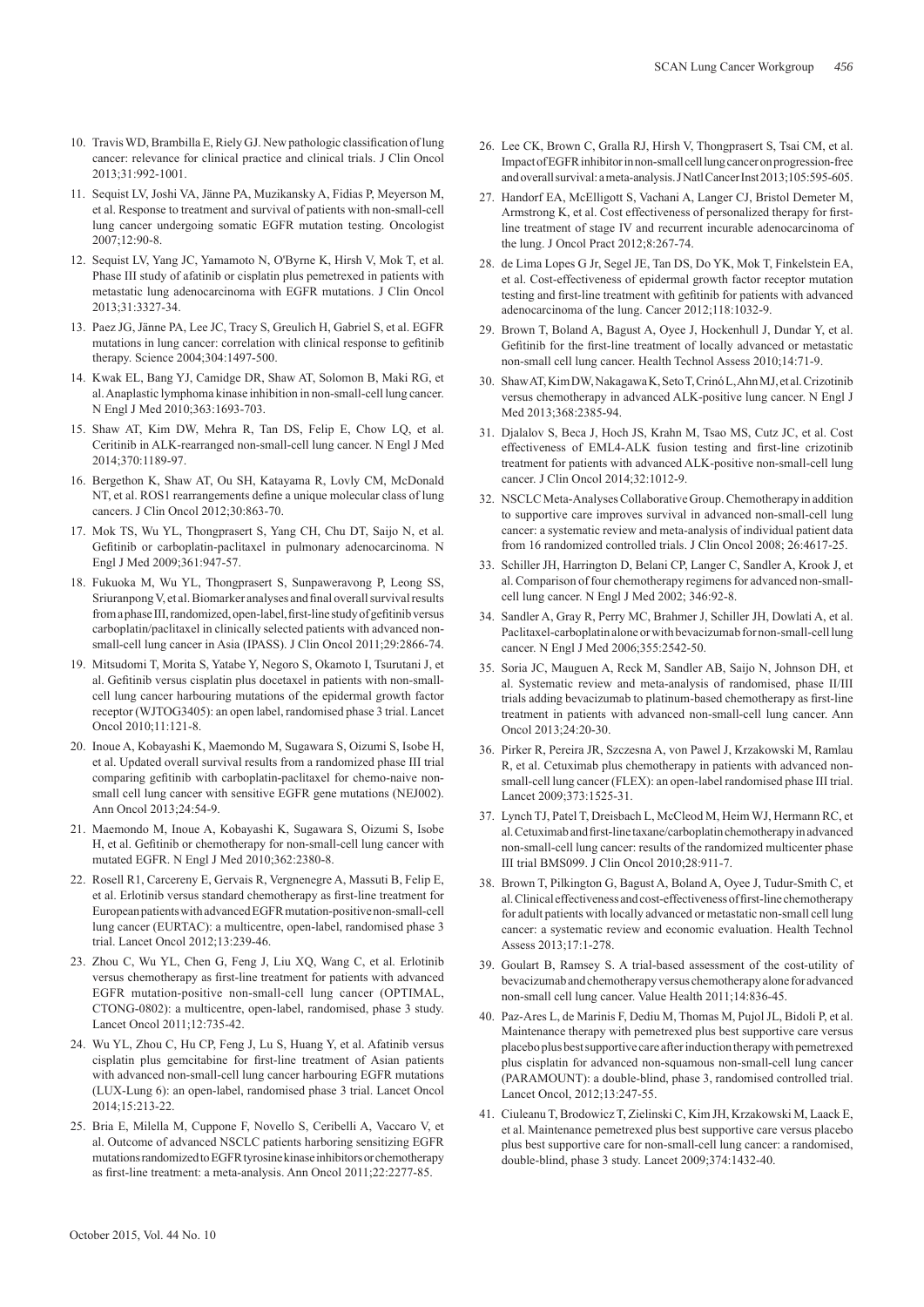10. Travis WD, Brambilla E, Riely GJ. New pathologic classification of lung cancer: relevance for clinical practice and clinical trials. J Clin Oncol 2013;31:992-1001.
11. Sequist LV, Joshi VA, Jänne PA, Muzikansky A, Fidias P, Meyerson M, et al. Response to treatment and survival of patients with non-small-cell lung cancer undergoing somatic EGFR mutation testing. Oncologist 2007;12:90-8.
12. Sequist LV, Yang JC, Yamamoto N, O'Byrne K, Hirsh V, Mok T, et al. Phase III study of afatinib or cisplatin plus pemetrexed in patients with metastatic lung adenocarcinoma with EGFR mutations. J Clin Oncol 2013;31:3327-34.
13. Paez JG, Jänne PA, Lee JC, Tracy S, Greulich H, Gabriel S, et al. EGFR mutations in lung cancer: correlation with clinical response to gefitinib therapy. Science 2004;304:1497-500.
14. Kwak EL, Bang YJ, Camidge DR, Shaw AT, Solomon B, Maki RG, et al. Anaplastic lymphoma kinase inhibition in non-small-cell lung cancer. N Engl J Med 2010;363:1693-703.
15. Shaw AT, Kim DW, Mehra R, Tan DS, Felip E, Chow LQ, et al. Ceritinib in ALK-rearranged non-small-cell lung cancer. N Engl J Med 2014;370:1189-97.
16. Bergethon K, Shaw AT, Ou SH, Katayama R, Lovly CM, McDonald NT, et al. ROS1 rearrangements define a unique molecular class of lung cancers. J Clin Oncol 2012;30:863-70.
17. Mok TS, Wu YL, Thongprasert S, Yang CH, Chu DT, Saijo N, et al. Gefitinib or carboplatin-paclitaxel in pulmonary adenocarcinoma. N Engl J Med 2009;361:947-57.
18. Fukuoka M, Wu YL, Thongprasert S, Sunpaweravong P, Leong SS, Sriuranpong V, et al. Biomarker analyses and final overall survival results from a phase III, randomized, open-label, first-line study of gefitinib versus carboplatin/paclitaxel in clinically selected patients with advanced non-small-cell lung cancer in Asia (IPASS). J Clin Oncol 2011;29:2866-74.
19. Mitsudomi T, Morita S, Yatabe Y, Negoro S, Okamoto I, Tsurutani J, et al. Gefitinib versus cisplatin plus docetaxel in patients with non-small-cell lung cancer harbouring mutations of the epidermal growth factor receptor (WJTOG3405): an open label, randomised phase 3 trial. Lancet Oncol 2010;11:121-8.
20. Inoue A, Kobayashi K, Maemondo M, Sugawara S, Oizumi S, Isobe H, et al. Updated overall survival results from a randomized phase III trial comparing gefitinib with carboplatin-paclitaxel for chemo-naive non-small cell lung cancer with sensitive EGFR gene mutations (NEJ002). Ann Oncol 2013;24:54-9.
21. Maemondo M, Inoue A, Kobayashi K, Sugawara S, Oizumi S, Isobe H, et al. Gefitinib or chemotherapy for non-small-cell lung cancer with mutated EGFR. N Engl J Med 2010;362:2380-8.
22. Rosell R1, Carcereny E, Gervais R, Vergnenegre A, Massuti B, Felip E, et al. Erlotinib versus standard chemotherapy as first-line treatment for European patients with advanced EGFR mutation-positive non-small-cell lung cancer (EURTAC): a multicentre, open-label, randomised phase 3 trial. Lancet Oncol 2012;13:239-46.
23. Zhou C, Wu YL, Chen G, Feng J, Liu XQ, Wang C, et al. Erlotinib versus chemotherapy as first-line treatment for patients with advanced EGFR mutation-positive non-small-cell lung cancer (OPTIMAL, CTONG-0802): a multicentre, open-label, randomised, phase 3 study. Lancet Oncol 2011;12:735-42.
24. Wu YL, Zhou C, Hu CP, Feng J, Lu S, Huang Y, et al. Afatinib versus cisplatin plus gemcitabine for first-line treatment of Asian patients with advanced non-small-cell lung cancer harbouring EGFR mutations (LUX-Lung 6): an open-label, randomised phase 3 trial. Lancet Oncol 2014;15:213-22.
25. Bria E, Milella M, Cuppone F, Novello S, Ceribelli A, Vaccaro V, et al. Outcome of advanced NSCLC patients harboring sensitizing EGFR mutations randomized to EGFR tyrosine kinase inhibitors or chemotherapy as first-line treatment: a meta-analysis. Ann Oncol 2011;22:2277-85.
26. Lee CK, Brown C, Gralla RJ, Hirsh V, Thongprasert S, Tsai CM, et al. Impact of EGFR inhibitor in non-small cell lung cancer on progression-free and overall survival: a meta-analysis. J Natl Cancer Inst 2013;105:595-605.
27. Handorf EA, McElligott S, Vachani A, Langer CJ, Bristol Demeter M, Armstrong K, et al. Cost effectiveness of personalized therapy for first-line treatment of stage IV and recurrent incurable adenocarcinoma of the lung. J Oncol Pract 2012;8:267-74.
28. de Lima Lopes G Jr, Segel JE, Tan DS, Do YK, Mok T, Finkelstein EA, et al. Cost-effectiveness of epidermal growth factor receptor mutation testing and first-line treatment with gefitinib for patients with advanced adenocarcinoma of the lung. Cancer 2012;118:1032-9.
29. Brown T, Boland A, Bagust A, Oyee J, Hockenhull J, Dundar Y, et al. Gefitinib for the first-line treatment of locally advanced or metastatic non-small cell lung cancer. Health Technol Assess 2010;14:71-9.
30. Shaw AT, Kim DW, Nakagawa K, Seto T, Crinó L, Ahn MJ, et al. Crizotinib versus chemotherapy in advanced ALK-positive lung cancer. N Engl J Med 2013;368:2385-94.
31. Djalalov S, Beca J, Hoch JS, Krahn M, Tsao MS, Cutz JC, et al. Cost effectiveness of EML4-ALK fusion testing and first-line crizotinib treatment for patients with advanced ALK-positive non-small-cell lung cancer. J Clin Oncol 2014;32:1012-9.
32. NSCLC Meta-Analyses Collaborative Group. Chemotherapy in addition to supportive care improves survival in advanced non-small-cell lung cancer: a systematic review and meta-analysis of individual patient data from 16 randomized controlled trials. J Clin Oncol 2008; 26:4617-25.
33. Schiller JH, Harrington D, Belani CP, Langer C, Sandler A, Krook J, et al. Comparison of four chemotherapy regimens for advanced non-small-cell lung cancer. N Engl J Med 2002; 346:92-8.
34. Sandler A, Gray R, Perry MC, Brahmer J, Schiller JH, Dowlati A, et al. Paclitaxel-carboplatin alone or with bevacizumab for non-small-cell lung cancer. N Engl J Med 2006;355:2542-50.
35. Soria JC, Mauguen A, Reck M, Sandler AB, Saijo N, Johnson DH, et al. Systematic review and meta-analysis of randomised, phase II/III trials adding bevacizumab to platinum-based chemotherapy as first-line treatment in patients with advanced non-small-cell lung cancer. Ann Oncol 2013;24:20-30.
36. Pirker R, Pereira JR, Szczesna A, von Pawel J, Krzakowski M, Ramlau R, et al. Cetuximab plus chemotherapy in patients with advanced non-small-cell lung cancer (FLEX): an open-label randomised phase III trial. Lancet 2009;373:1525-31.
37. Lynch TJ, Patel T, Dreisbach L, McCleod M, Heim WJ, Hermann RC, et al. Cetuximab and first-line taxane/carboplatin chemotherapy in advanced non-small-cell lung cancer: results of the randomized multicenter phase III trial BMS099. J Clin Oncol 2010;28:911-7.
38. Brown T, Pilkington G, Bagust A, Boland A, Oyee J, Tudur-Smith C, et al. Clinical effectiveness and cost-effectiveness of first-line chemotherapy for adult patients with locally advanced or metastatic non-small cell lung cancer: a systematic review and economic evaluation. Health Technol Assess 2013;17:1-278.
39. Goulart B, Ramsey S. A trial-based assessment of the cost-utility of bevacizumab and chemotherapy versus chemotherapy alone for advanced non-small cell lung cancer. Value Health 2011;14:836-45.
40. Paz-Ares L, de Marinis F, Dediu M, Thomas M, Pujol JL, Bidoli P, et al. Maintenance therapy with pemetrexed plus best supportive care versus placebo plus best supportive care after induction therapy with pemetrexed plus cisplatin for advanced non-squamous non-small-cell lung cancer (PARAMOUNT): a double-blind, phase 3, randomised controlled trial. Lancet Oncol, 2012;13:247-55.
41. Ciuleanu T, Brodowicz T, Zielinski C, Kim JH, Krzakowski M, Laack E, et al. Maintenance pemetrexed plus best supportive care versus placebo plus best supportive care for non-small-cell lung cancer: a randomised, double-blind, phase 3 study. Lancet 2009;374:1432-40.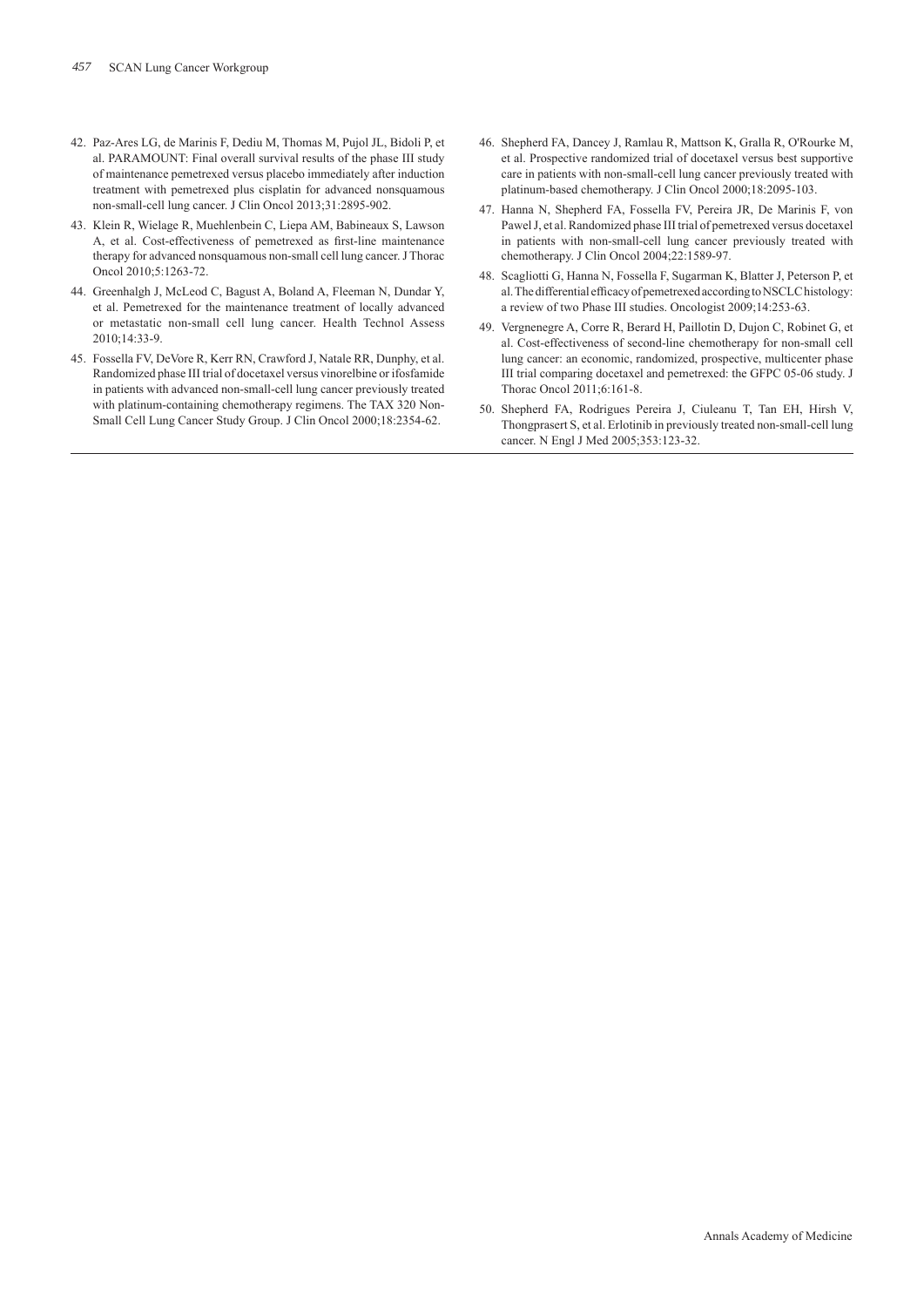42. Paz-Ares LG, de Marinis F, Dediu M, Thomas M, Pujol JL, Bidoli P, et al. PARAMOUNT: Final overall survival results of the phase III study of maintenance pemetrexed versus placebo immediately after induction treatment with pemetrexed plus cisplatin for advanced nonsquamous non-small-cell lung cancer. J Clin Oncol 2013;31:2895-902.
43. Klein R, Wielage R, Muehlenbein C, Liepa AM, Babineaux S, Lawson A, et al. Cost-effectiveness of pemetrexed as first-line maintenance therapy for advanced nonsquamous non-small cell lung cancer. J Thorac Oncol 2010;5:1263-72.
44. Greenhalgh J, McLeod C, Bagust A, Boland A, Fleeman N, Dundar Y, et al. Pemetrexed for the maintenance treatment of locally advanced or metastatic non-small cell lung cancer. Health Technol Assess 2010;14:33-9.
45. Fossella FV, DeVore R, Kerr RN, Crawford J, Natale RR, Dunphy, et al. Randomized phase III trial of docetaxel versus vinorelbine or ifosfamide in patients with advanced non-small-cell lung cancer previously treated with platinum-containing chemotherapy regimens. The TAX 320 Non-Small Cell Lung Cancer Study Group. J Clin Oncol 2000;18:2354-62.
46. Shepherd FA, Dancey J, Ramlau R, Mattson K, Gralla R, O'Rourke M, et al. Prospective randomized trial of docetaxel versus best supportive care in patients with non-small-cell lung cancer previously treated with platinum-based chemotherapy. J Clin Oncol 2000;18:2095-103.
47. Hanna N, Shepherd FA, Fossella FV, Pereira JR, De Marinis F, von Pawel J, et al. Randomized phase III trial of pemetrexed versus docetaxel in patients with non-small-cell lung cancer previously treated with chemotherapy. J Clin Oncol 2004;22:1589-97.
48. Scagliotti G, Hanna N, Fossella F, Sugarman K, Blatter J, Peterson P, et al. The differential efficacy of pemetrexed according to NSCLC histology: a review of two Phase III studies. Oncologist 2009;14:253-63.
49. Vergnenegre A, Corre R, Berard H, Paillotin D, Dujon C, Robinet G, et al. Cost-effectiveness of second-line chemotherapy for non-small cell lung cancer: an economic, randomized, prospective, multicenter phase III trial comparing docetaxel and pemetrexed: the GFPC 05-06 study. J Thorac Oncol 2011;6:161-8.
50. Shepherd FA, Rodrigues Pereira J, Ciuleanu T, Tan EH, Hirsh V, Thongprasert S, et al. Erlotinib in previously treated non-small-cell lung cancer. N Engl J Med 2005;353:123-32.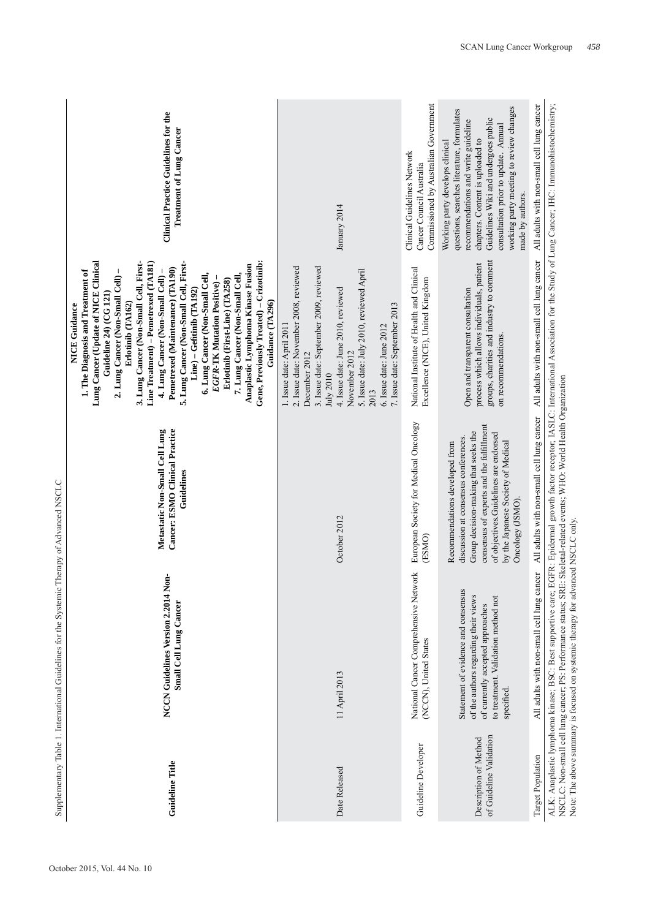Supplementary Table 1. International Guidelines for the Systemic Therapy of Advanced NSCLC

| Guideline Title | NCCN Guidelines Version 2.2014 Non-Small Cell Lung Cancer | Metastatic Non-Small Cell Lung Cancer: ESMO Clinical Practice Guidelines | NICE Guidance<br>1. The Diagnosis and Treatment of Lung Cancer (Update of NICE Clinical Guideline 24) (CG 121)<br>2. Lung Cancer (Non-Small Cell) – Erlotinib (TA162)<br>3. Lung Cancer (Non-Small Cell, First-Line Treatment) – Pemetrexed (TA181)<br>4. Lung Cancer (Non-Small Cell) – Pemetrexed (Maintenance) (TA190)<br>5. Lung Cancer (Non-Small Cell, First-Line) – Gefitinib (TA192)<br>6. Lung Cancer (Non-Small Cell, *EGFR*-TK Mutation Positive) – Erlotinib (First-Line) (TA258)<br>7. Lung Cancer (Non-Small Cell, Anaplastic Lymphoma Kinase Fusion Gene, Previously Treated) – Crizotinib: Guidance (TA296) | Clinical Practice Guidelines for the Treatment of Lung Cancer |
|---|---|---|---|---|
| Date Released | 11 April 2013 | October 2012 | 1. Issue date: April 2011<br>2. Issue date: November 2008, reviewed December 2012<br>3. Issue date: September 2009, reviewed July 2010<br>4. Issue date: June 2010, reviewed November 2012<br>5. Issue date: July 2010, reviewed April 2013<br>6. Issue date: June 2012<br>7. Issue date: September 2013 | January 2014 |
| Guideline Developer | National Cancer Comprehensive Network (NCCN), United States | European Society for Medical Oncology (ESMO) | National Institute of Health and Clinical Excellence (NICE), United Kingdom | Clinical Guidelines Network<br>Cancer Council Australia<br>Commissioned by Australian Government |
| Description of Method of Guideline Validation | Statement of evidence and consensus of the authors regarding their views of currently accepted approaches to treatment. Validation method not specified. | Recommendations developed from discussion at consensus conferences. Group decision-making that seeks the consensus of experts and the fulfillment of objectives Guidelines are endorsed by the Japanese Society of Medical Oncology (JSMO). | Open and transparent consultation process which allows individuals, patient groups, charities and industry to comment on recommendations. | Working party develops clinical questions, searches literature, formulates recommendations and write guideline chapters. Content is uploaded to Guidelines Wiki and undergoes public consultation prior to update. Annual working party meeting to review changes made by authors. |
| Target Population | All adults with non-small cell lung cancer | All adults with non-small cell lung cancer | All adults with non-small cell lung cancer | All adults with non-small cell lung cancer |

ALK: Anaplastic lymphoma kinase; BSC: Best supportive care; EGFR: Epidermal growth factor receptor; IASLC: International Association for the Study of Lung Cancer; IHC: Immunohistochemistry; NSCLC: Non-small cell lung cancer; PS: Performance status; SRE: Skeletal-related events; WHO: World Health Organization
Note: The above summary is focused on systemic therapy for advanced NSCLC only.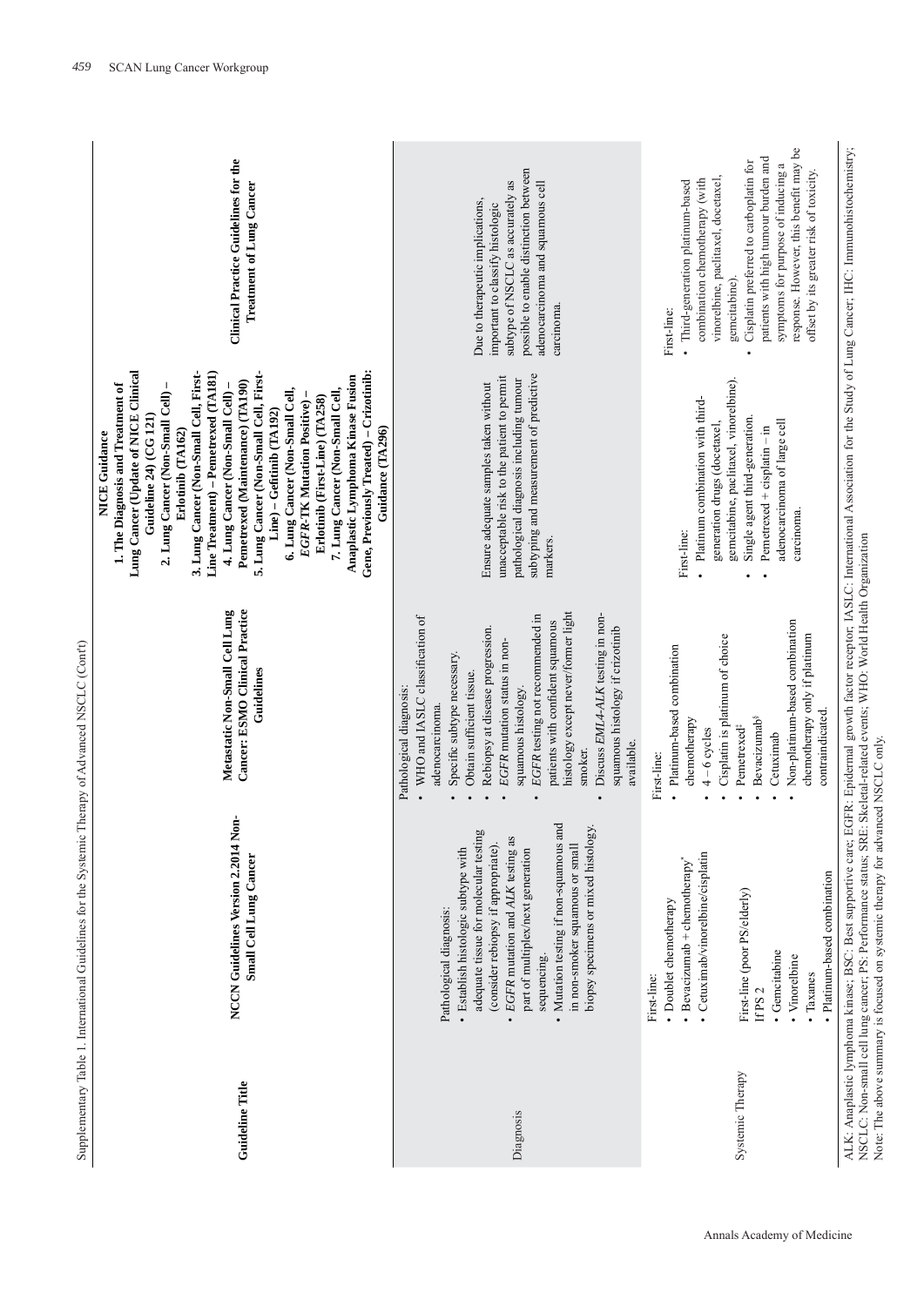Supplementary Table 1. International Guidelines for the Systemic Therapy of Advanced NSCLC (Cont'd)

| Guideline Title | NCCN Guidelines Version 2.2014 Non-Small Cell Lung Cancer | Metastatic Non-Small Cell Lung Cancer: ESMO Clinical Practice Guidelines | NICE Guidance 1. The Diagnosis and Treatment of Lung Cancer (Update of NICE Clinical Guideline 24) (CG 121) 2. Lung Cancer (Non-Small Cell) – Erlotinib (TA162) 3. Lung Cancer (Non-Small Cell, First-Line Treatment) – Pemetrexed (TA181) 4. Lung Cancer (Non-Small Cell) – Pemetrexed (Maintenance) (TA190) 5. Lung Cancer (Non-Small Cell, First-Line) – Gefitinib (TA192) 6. Lung Cancer (Non-Small Cell, *EGFR*-TK Mutation Positive) – Erlotinib (First-Line) (TA258) 7. Lung Cancer (Non-Small Cell, Anaplastic Lymphoma Kinase Fusion Gene, Previously Treated) – Crizotinib: Guidance (TA296) | Clinical Practice Guidelines for the Treatment of Lung Cancer |
|---|---|---|---|---|
| Diagnosis | Pathological diagnosis:<br>• Establish histologic subtype with adequate tissue for molecular testing (consider rebiopsy if appropriate).<br>• *EGFR* mutation and *ALK* testing as part of multiplex/next generation sequencing.<br>• Mutation testing if non-squamous and in non-smoker squamous or small biopsy specimens or mixed histology. | Pathological diagnosis:<br>• WHO and IASLC classification of adenocarcinoma.<br>• Specific subtype necessary.<br>• Obtain sufficient tissue.<br>• Rebiopsy at disease progression.<br>• *EGFR* mutation status in non-squamous histology.<br>• *EGFR* testing not recommended in patients with confident squamous histology except never/former light smoker.<br>• Discuss *EML4-ALK* testing in non-squamous histology if crizotinib available. | Ensure adequate samples taken without unacceptable risk to the patient to permit pathological diagnosis including tumour subtyping and measurement of predictive markers. | Due to therapeutic implications, important to classify histologic subtype of NSCLC as accurately as possible to enable distinction between adenocarcinoma and squamous cell carcinoma. |
| Systemic Therapy | First-line:<br>• Doublet chemotherapy<br>• Bevacizumab + chemotherapy*<br>• Cetuximab/vinorelbine/cisplatin<br><br>First-line (poor PS/elderly)<br>If PS 2<br>• Gemcitabine<br>• Vinorelbine<br>• Taxanes<br>• Platinum-based combination | First-line:<br>• Platinum-based combination chemotherapy<br>• 4 – 6 cycles<br>• Cisplatin is platinum of choice<br>• Pemetrexed‡<br>• Bevacizumab§<br>• Cetuximab<br>• Non-platinum-based combination chemotherapy only if platinum contraindicated. | First-line:<br>• Platinum combination with third-generation drugs (docetaxel, gemcitabine, paclitaxel, vinorelbine).<br>• Single agent third-generation.<br>• Pemetrexed + cisplatin – in adenocarcinoma of large cell carcinoma. | First-line:<br>• Third-generation platinum-based combination chemotherapy (with vinorelbine, paclitaxel, docetaxel, gemcitabine).<br>• Cisplatin preferred to carboplatin for patients with high tumour burden and symptoms for purpose of inducing a response. However, this benefit may be offset by its greater risk of toxicity. |

ALK: Anaplastic lymphoma kinase; BSC: Best supportive care; EGFR: Epidermal growth factor receptor; IASLC: International Association for the Study of Lung Cancer; IHC: Immunohistochemistry; NSCLC: Non-small cell lung cancer; PS: Performance status; SRE: Skeletal-related events; WHO: World Health Organization

Note: The above summary is focused on systemic therapy for advanced NSCLC only.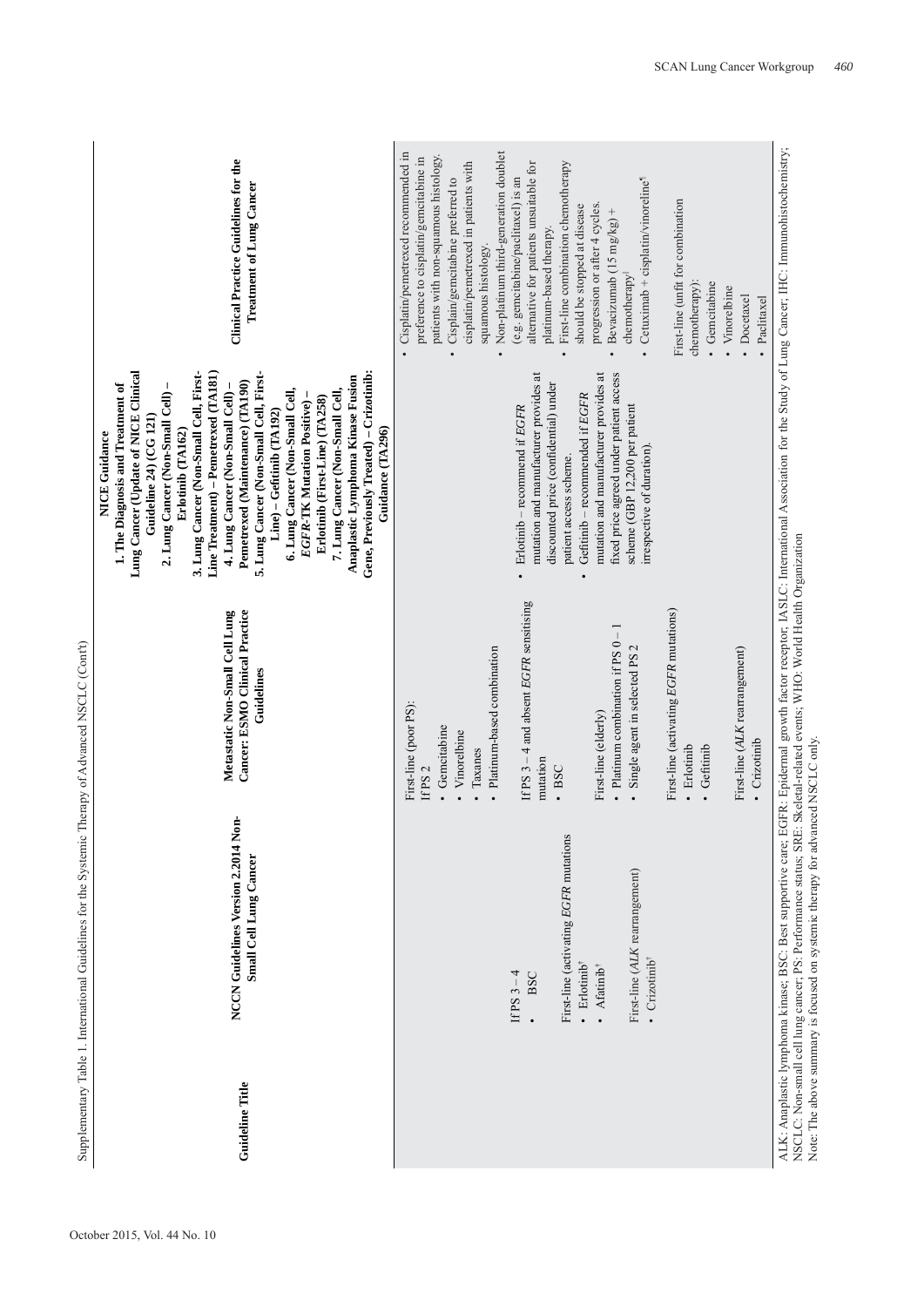Supplementary Table 1. International Guidelines for the Systemic Therapy of Advanced NSCLC (Cont'd)

| Guideline Title | NCCN Guidelines Version 2.2014 Non-Small Cell Lung Cancer | Metastatic Non-Small Cell Lung Cancer: ESMO Clinical Practice Guidelines | NICE Guidance 1. The Diagnosis and Treatment of Lung Cancer (Update of NICE Clinical Guideline 24) (CG 121) 2. Lung Cancer (Non-Small Cell) – Erlotinib (TA162) 3. Lung Cancer (Non-Small Cell, First-Line Treatment) – Pemetrexed (TA181) 4. Lung Cancer (Non-Small Cell) – Pemetrexed (Maintenance) (TA190) 5. Lung Cancer (Non-Small Cell, First-Line) – Gefitinib (TA192) 6. Lung Cancer (Non-Small Cell, *EGFR*-TK Mutation Positive) – Erlotinib (First-Line) (TA258) 7. Lung Cancer (Non-Small Cell, Anaplastic Lymphoma Kinase Fusion Gene, Previously Treated) – Crizotinib: Guidance (TA296) | Clinical Practice Guidelines for the Treatment of Lung Cancer |
|---|---|---|---|---|
| | If PS 3 – 4<br>• BSC<br><br>First-line (activating *EGFR* mutations<br>• Erlotinib[†]<br>• Afatinib[†]<br><br>First-line (*ALK* rearrangement)<br>• Crizotinib[†] | First-line (poor PS):<br>If PS 2<br>• Gemcitabine<br>• Vinorelbine<br>• Taxanes<br>• Platinum-based combination<br><br>If PS 3 – 4 and absent *EGFR* sensitising mutation<br>• BSC<br><br>First-line (elderly)<br>• Platinum combination if PS 0 – 1<br>• Single agent in selected PS 2<br><br>First-line (activating *EGFR* mutations)<br>• Erlotinib<br>• Gefitinib<br><br>First-line (*ALK* rearrangement)<br>• Crizotinib | • Erlotinib – recommend if *EGFR* mutation and manufacturer provides at discounted price (confidential) under patient access scheme.<br>• Gefitinib – recommended if *EGFR* mutation and manufacturer provides at fixed price agreed under patient access scheme (GBP 12,200 per patient irrespective of duration). | • Cisplatin/pemetrexed recommended in preference to cisplatin/gemcitabine in patients with non-squamous histology.<br>• Cisplain/gemcitabine preferred to cisplatin/pemetrexed in patients with squamous histology.<br>• Non-platinum third-generation doublet (e.g. gemcitabine/paclitaxel) is an alternative for patients unsuitable for platinum-based therapy.<br>• First-line combination chemotherapy should be stopped at disease progression or after 4 cycles.<br>• Bevacizumab (15 mg/kg) + chemotherapy[‖]<br>• Cetuximab + cisplatin/vinoreline[¶]<br><br>First-line (unfit for combination chemotherapy):<br>• Gemcitabine<br>• Vinorelbine<br>• Docetaxel<br>• Paclitaxel |

ALK: Anaplastic lymphoma kinase; BSC: Best supportive care; EGFR: Epidermal growth factor receptor; IASLC: International Association for the Study of Lung Cancer; IHC: Immunohistochemistry; NSCLC: Non-small cell lung cancer; PS: Performance status; SRE: Skeletal-related events; WHO: World Health Organization
Note: The above summary is focused on systemic therapy for advanced NSCLC only.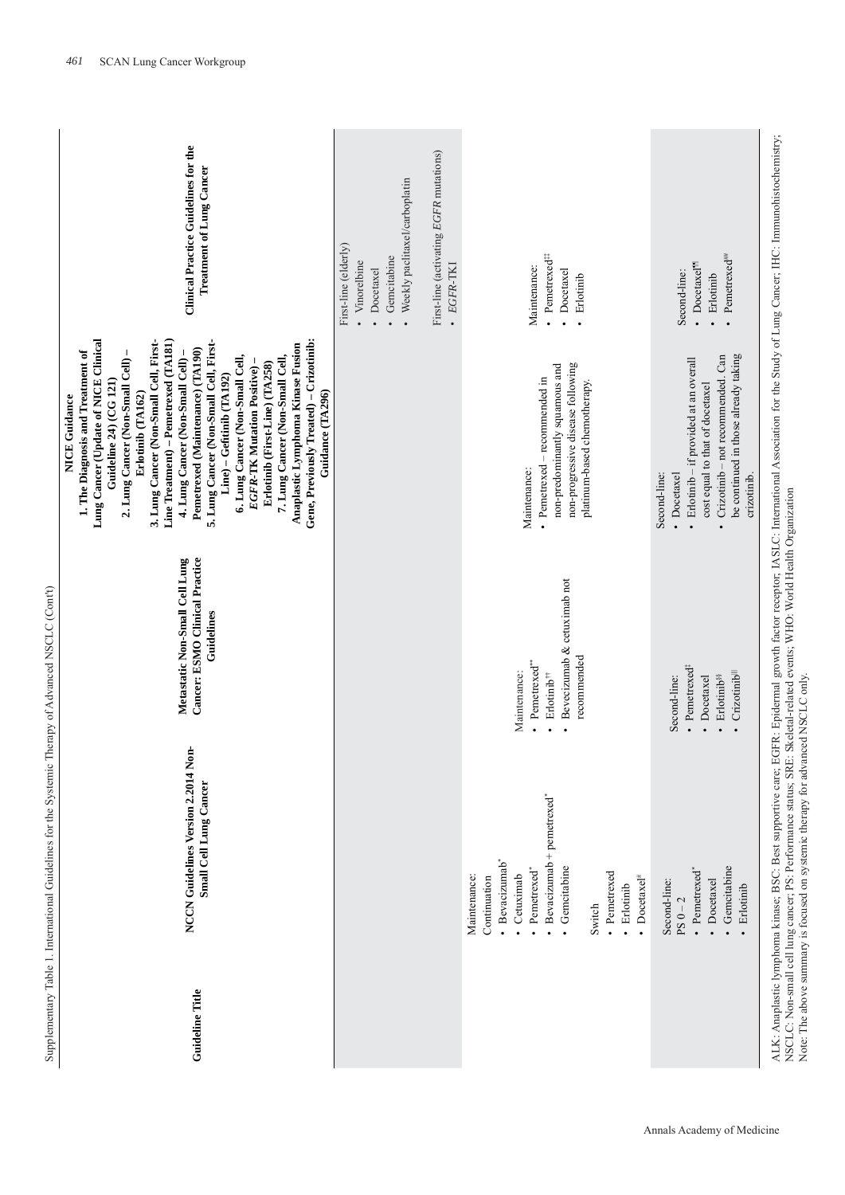Supplementary Table 1. International Guidelines for the Systemic Therapy of Advanced NSCLC (Cont'd)

| Guideline Title | NCCN Guidelines Version 2.2014 Non-Small Cell Lung Cancer | Metastatic Non-Small Cell Lung Cancer: ESMO Clinical Practice Guidelines | NICE Guidance 1. The Diagnosis and Treatment of Lung Cancer (Update of NICE Clinical Guideline 24) (CG 121) 2. Lung Cancer (Non-Small Cell) – Erlotinib (TA162) 3. Lung Cancer (Non-Small Cell, First-Line Treatment) – Pemetrexed (TA181) 4. Lung Cancer (Non-Small Cell) – Pemetrexed (Maintenance) (TA190) 5. Lung Cancer (Non-Small Cell, First-Line) – Gefitinib (TA192) 6. Lung Cancer (Non-Small Cell, *EGFR*-TK Mutation Positive) – Erlotinib (First-Line) (TA258) 7. Lung Cancer (Non-Small Cell, Anaplastic Lymphoma Kinase Fusion Gene, Previously Treated) – Crizotinib: Guidance (TA296) | Clinical Practice Guidelines for the Treatment of Lung Cancer |
|---|---|---|---|---|
| | | | | First-line (elderly) • Vinorelbine • Docetaxel • Gemcitabine • Weekly paclitaxel/carboplatin<br><br>First-line (activating *EGFR* mutations) • *EGFR*-TKI |
| | Maintenance: Continuation • Bevacizumab* • Cetuximab • Pemetrexed* • Bevacizumab + pemetrexed* • Gemcitabine<br><br>Switch • Pemetrexed • Erlotinib • Docetaxel[#] | Maintenance: • Pemetrexed[**] • Erlotinib[††] • Bevecizumab & cetuximab not recommended | Maintenance: • Pemetrexed – recommended in non-predominantly squamous and non-progressive disease following platinum-based chemotherapy. | Maintenance: • Pemetrexed[‡‡] • Docetaxel • Erlotinib |
| | Second-line: PS 0 – 2 • Pemetrexed* • Docetaxel • Gemcitabine • Erlotinib | Second-line: • Pemetrexed[‡] • Docetaxel • Erlotinib[§§] • Crizotinib[‖‖] | Second-line: • Docetaxel • Erlotinib – if provided at an overall cost equal to that of docetaxel • Crizotinib – not recommended. Can be continued in those already taking crizotinib. | Second-line: • Docetaxel[¶¶] • Erlotinib • Pemetrexed[##] |

ALK: Anaplastic lymphoma kinase; BSC: Best supportive care; EGFR: Epidermal growth factor receptor; IASLC: International Association for the Study of Lung Cancer; IHC: Immunohistochemistry; NSCLC: Non-small cell lung cancer; PS: Performance status; SRE: Skeletal-related events; WHO: World Health Organization

Note: The above summary is focused on systemic therapy for advanced NSCLC only.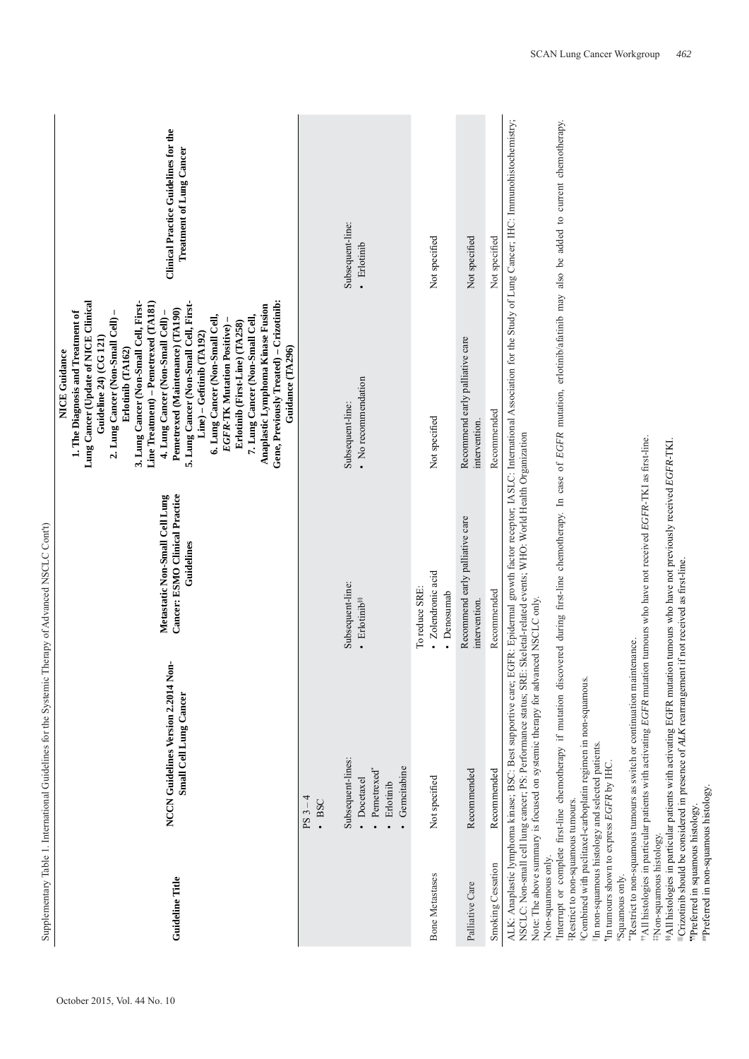Supplementary Table 1. International Guidelines for the Systemic Therapy of Advanced NSCLC Cont'd)

| Guideline Title | NCCN Guidelines Version 2.2014 Non-Small Cell Lung Cancer | Metastatic Non-Small Cell Lung Cancer: ESMO Clinical Practice Guidelines | NICE Guidance 1. The Diagnosis and Treatment of Lung Cancer (Update of NICE Clinical Guideline 24) (CG 121) 2. Lung Cancer (Non-Small Cell) – Erlotinib (TA162) 3. Lung Cancer (Non-Small Cell, First-Line Treatment) – Pemetrexed (TA181) 4. Lung Cancer (Non-Small Cell) – Pemetrexed (Maintenance) (TA190) 5. Lung Cancer (Non-Small Cell, First-Line) – Gefitinib (TA192) 6. Lung Cancer (Non-Small Cell, *EGFR*-TK Mutation Positive) – Erlotinib (First-Line) (TA258) 7. Lung Cancer (Non-Small Cell, Anaplastic Lymphoma Kinase Fusion Gene, Previously Treated) – Crizotinib: Guidance (TA296) | Clinical Practice Guidelines for the Treatment of Lung Cancer |
|---|---|---|---|---|
| | PS 3 – 4 • BSC | | | |
| | Subsequent-lines: • Docetaxel • Pemetrexed* • Erlotinib • Gemcitabine | Subsequent-line: • Erlotinib[§§] | Subsequent-line: • No recommendation | Subsequent-line: • Erlotinib |
| Bone Metastases | Not specified | To reduce SRE: • Zolendronic acid • Denosumab | Not specified | Not specified |
| Palliative Care | Recommended | Recommend early palliative care intervention. | Recommend early palliative care intervention. | Not specified |
| Smoking Cessation | Recommended | Recommended | Recommended | Not specified |

ALK: Anaplastic lymphoma kinase; BSC: Best supportive care; EGFR: Epidermal growth factor receptor; IASLC: International Association for the Study of Lung Cancer; IHC: Immunohistochemistry; NSCLC: Non-small cell lung cancer; PS: Performance status; SRE: Skeletal-related events; WHO: World Health Organization

Note: The above summary is focused on systemic therapy for advanced NSCLC only.

*Non-squamous only.

†Interrupt or complete first-line chemotherapy if mutation discovered during first-line chemotherapy. In case of *EGFR* mutation, erlotinib/afatinib may also be added to current chemotherapy.

‡Restrict to non-squamous tumours.

§Combined with paclitaxel-carboplatin regimen in non-squamous.

||In non-squamous histology and selected patients.

¶In tumours shown to express *EGFR* by IHC.

#Squamous only.

**Restrict to non-squamous tumours as switch or continuation maintenance.

††All histologies in particular patients with activating *EGFR* mutation tumours who have not received *EGFR*-TKI as first-line.

‡‡Non-squamous histology.

§§All histologies in particular patients with activating EGFR mutation tumours who have not previously received *EGFR*-TKI.

||||Crizotinib should be considered in presence of *ALK* rearrangement if not received as first-line.

¶¶Preferred in squamous histology.

##Preferred in non-squamous histology.